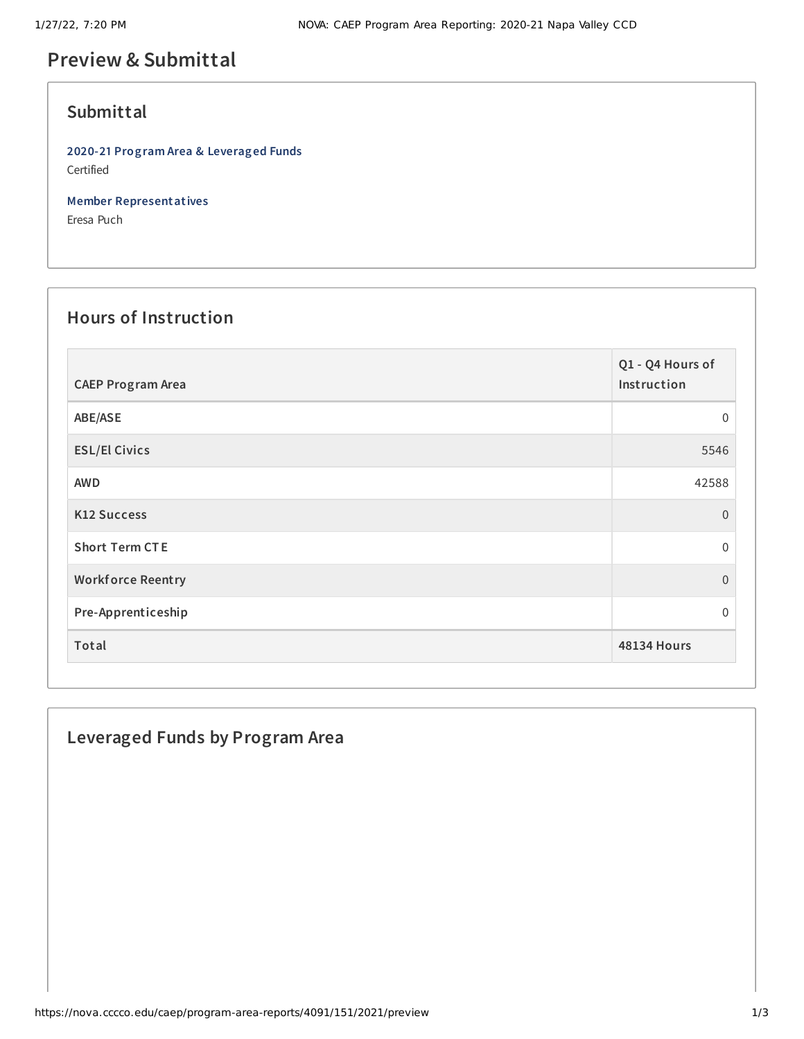# Preview & Submittal

## Submittal

**2020-21 Program Area & Leveraged Funds**
Certified

**Member Representatives**
Eresa Puch

## Hours of Instruction

| CAEP Program Area | Q1 - Q4 Hours of Instruction |
| --- | --- |
| ABE/ASE | 0 |
| ESL/El Civics | 5546 |
| AWD | 42588 |
| K12 Success | 0 |
| Short Term CTE | 0 |
| Workforce Reentry | 0 |
| Pre-Apprenticeship | 0 |
| **Total** | **48134 Hours** |

## Leveraged Funds by Program Area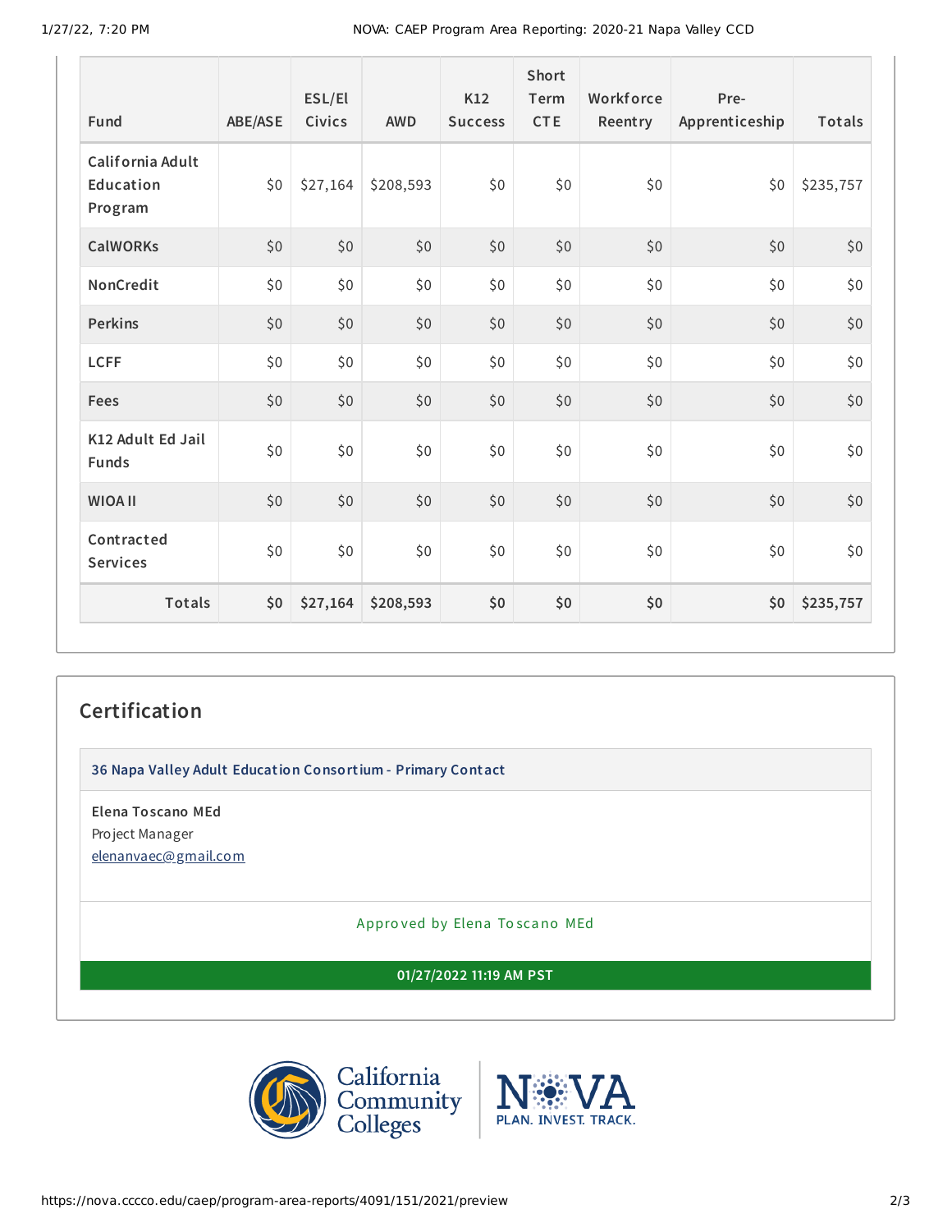| Fund | ABE/ASE | ESL/El Civics | AWD | K12 Success | Short Term CTE | Workforce Reentry | Pre-Apprenticeship | Totals |
|---|---|---|---|---|---|---|---|---|
| California Adult Education Program | $0 | $27,164 | $208,593 | $0 | $0 | $0 | $0 | $235,757 |
| CalWORKs | $0 | $0 | $0 | $0 | $0 | $0 | $0 | $0 |
| NonCredit | $0 | $0 | $0 | $0 | $0 | $0 | $0 | $0 |
| Perkins | $0 | $0 | $0 | $0 | $0 | $0 | $0 | $0 |
| LCFF | $0 | $0 | $0 | $0 | $0 | $0 | $0 | $0 |
| Fees | $0 | $0 | $0 | $0 | $0 | $0 | $0 | $0 |
| K12 Adult Ed Jail Funds | $0 | $0 | $0 | $0 | $0 | $0 | $0 | $0 |
| WIOA II | $0 | $0 | $0 | $0 | $0 | $0 | $0 | $0 |
| Contracted Services | $0 | $0 | $0 | $0 | $0 | $0 | $0 | $0 |
| **Totals** | **$0** | **$27,164** | **$208,593** | **$0** | **$0** | **$0** | **$0** | **$235,757** |

## Certification

**36 Napa Valley Adult Education Consortium - Primary Contact**

**Elena Toscano MEd**
Project Manager
elenanvaec@gmail.com

Approved by Elena Toscano MEd

**01/27/2022 11:19 AM PST**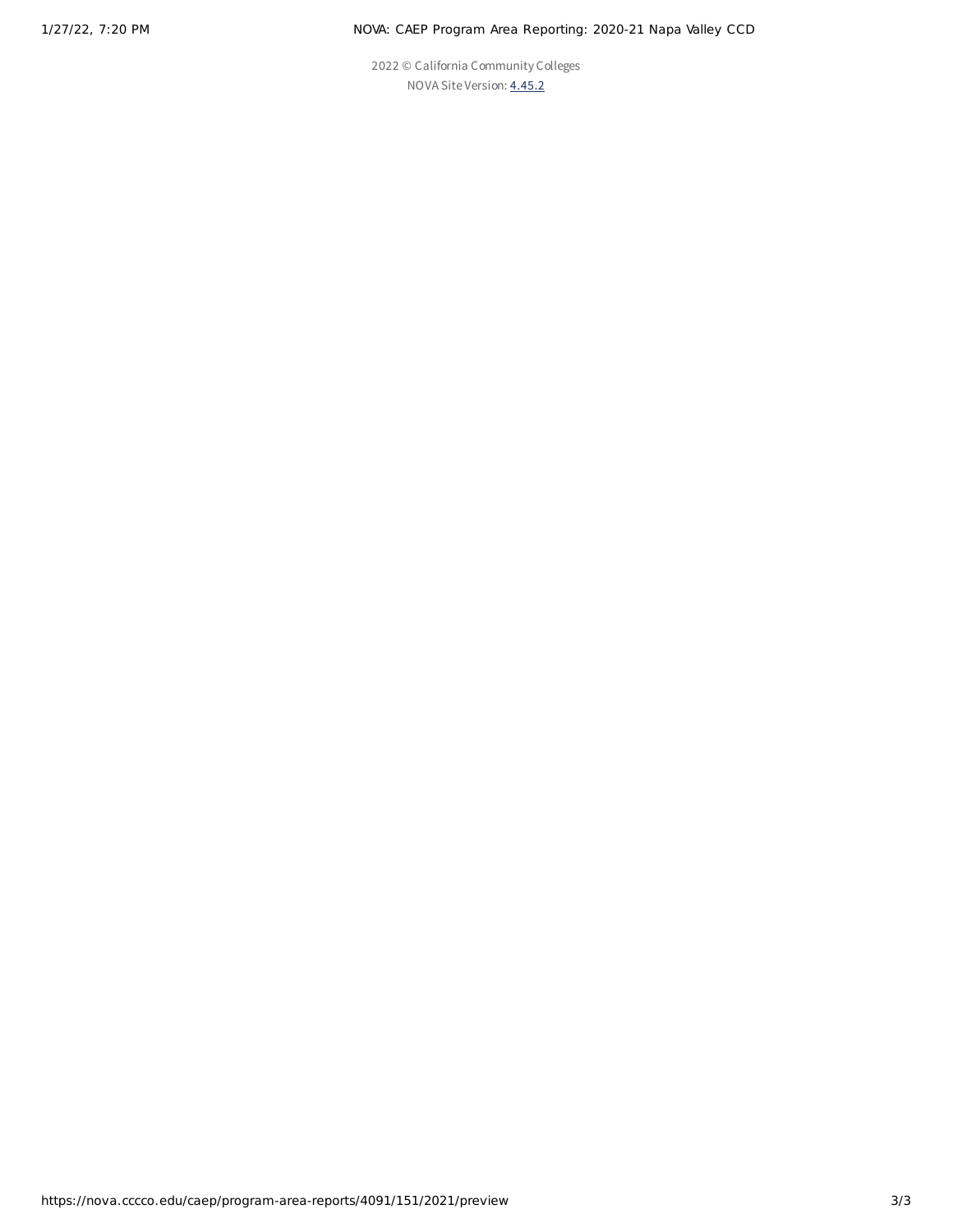2022 © California Community Colleges

NOVA Site Version: 4.45.2